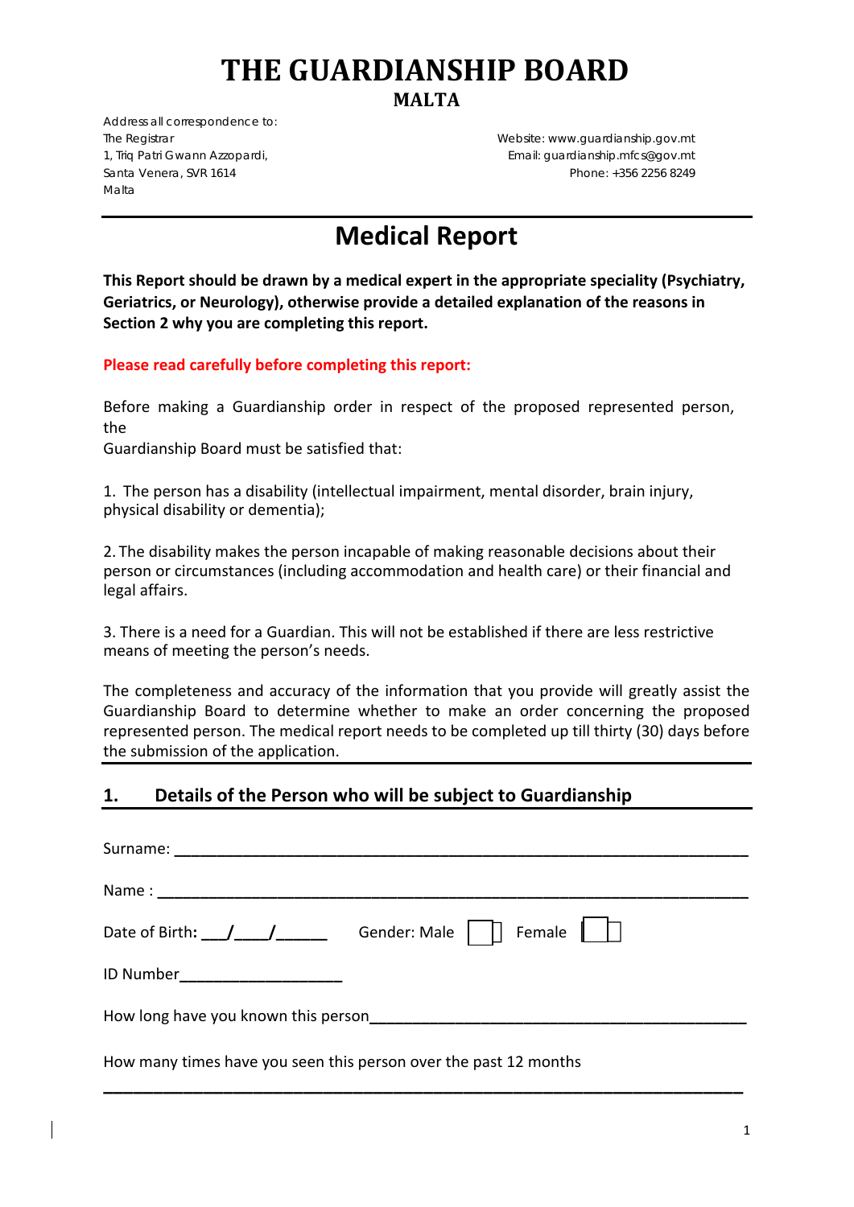# THE GUARDIANSHIP BOARD

**MALTA**

Address all correspondence to:
The Registrar
1, Triq Patri Gwann Azzopardi,
Santa Venera, SVR 1614
Malta

Website: www.guardianship.gov.mt
Email: guardianship.mfcs@gov.mt
Phone: +356 2256 8249

## Medical Report

**This Report should be drawn by a medical expert in the appropriate speciality (Psychiatry, Geriatrics, or Neurology), otherwise provide a detailed explanation of the reasons in Section 2 why you are completing this report.**

**Please read carefully before completing this report:**

Before making a Guardianship order in respect of the proposed represented person, the
Guardianship Board must be satisfied that:

1. The person has a disability (intellectual impairment, mental disorder, brain injury, physical disability or dementia);

2. The disability makes the person incapable of making reasonable decisions about their person or circumstances (including accommodation and health care) or their financial and legal affairs.

3. There is a need for a Guardian. This will not be established if there are less restrictive means of meeting the person's needs.

The completeness and accuracy of the information that you provide will greatly assist the Guardianship Board to determine whether to make an order concerning the proposed represented person. The medical report needs to be completed up till thirty (30) days before the submission of the application.

## 1. Details of the Person who will be subject to Guardianship

Surname: ___________________________________________________________

Name : _____________________________________________________________

Date of Birth: ___/____/______ Gender: Male ☐ Female ☐

ID Number__________________

How long have you known this person__________________________________________

How many times have you seen this person over the past 12 months

_____________________________________________________________________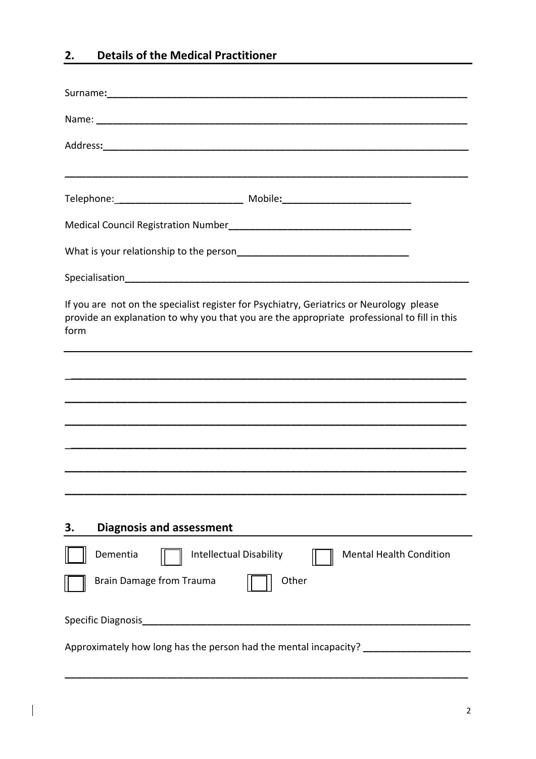## 2. Details of the Medical Practitioner

Surname:___________________________________________________________________

Name: ____________________________________________________________________

Address:___________________________________________________________________

___________________________________________________________________________

Telephone:_______________________ Mobile:_______________________

Medical Council Registration Number_________________________________

What is your relationship to the person______________________________

Specialisation_______________________________________________________________

If you are not on the specialist register for Psychiatry, Geriatrics or Neurology please provide an explanation to why you that you are the appropriate professional to fill in this form

___________________________________________________________________________

___________________________________________________________________________

___________________________________________________________________________

___________________________________________________________________________

___________________________________________________________________________

___________________________________________________________________________

___________________________________________________________________________

## 3. Diagnosis and assessment

☐ Dementia ☐ Intellectual Disability ☐ Mental Health Condition

☐ Brain Damage from Trauma ☐ Other

Specific Diagnosis_____________________________________________________________

Approximately how long has the person had the mental incapacity? ___________________

___________________________________________________________________________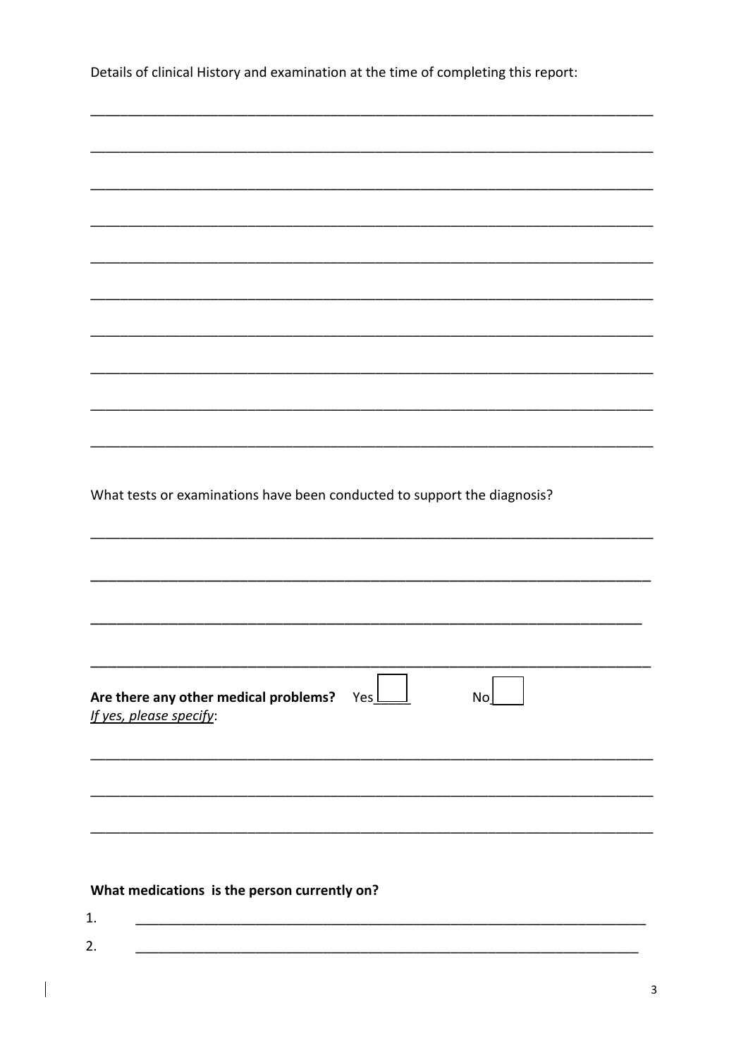Details of clinical History and examination at the time of completing this report:

\_\_\_\_\_\_\_\_\_\_\_\_\_\_\_\_\_\_\_\_\_\_\_\_\_\_\_\_\_\_\_\_\_\_\_\_\_\_\_\_\_\_\_\_\_\_\_\_\_\_\_\_\_\_\_\_\_\_\_\_\_\_\_\_\_\_\_\_\_\_\_\_

\_\_\_\_\_\_\_\_\_\_\_\_\_\_\_\_\_\_\_\_\_\_\_\_\_\_\_\_\_\_\_\_\_\_\_\_\_\_\_\_\_\_\_\_\_\_\_\_\_\_\_\_\_\_\_\_\_\_\_\_\_\_\_\_\_\_\_\_\_\_\_\_

\_\_\_\_\_\_\_\_\_\_\_\_\_\_\_\_\_\_\_\_\_\_\_\_\_\_\_\_\_\_\_\_\_\_\_\_\_\_\_\_\_\_\_\_\_\_\_\_\_\_\_\_\_\_\_\_\_\_\_\_\_\_\_\_\_\_\_\_\_\_\_\_

\_\_\_\_\_\_\_\_\_\_\_\_\_\_\_\_\_\_\_\_\_\_\_\_\_\_\_\_\_\_\_\_\_\_\_\_\_\_\_\_\_\_\_\_\_\_\_\_\_\_\_\_\_\_\_\_\_\_\_\_\_\_\_\_\_\_\_\_\_\_\_\_

\_\_\_\_\_\_\_\_\_\_\_\_\_\_\_\_\_\_\_\_\_\_\_\_\_\_\_\_\_\_\_\_\_\_\_\_\_\_\_\_\_\_\_\_\_\_\_\_\_\_\_\_\_\_\_\_\_\_\_\_\_\_\_\_\_\_\_\_\_\_\_\_

\_\_\_\_\_\_\_\_\_\_\_\_\_\_\_\_\_\_\_\_\_\_\_\_\_\_\_\_\_\_\_\_\_\_\_\_\_\_\_\_\_\_\_\_\_\_\_\_\_\_\_\_\_\_\_\_\_\_\_\_\_\_\_\_\_\_\_\_\_\_\_\_

\_\_\_\_\_\_\_\_\_\_\_\_\_\_\_\_\_\_\_\_\_\_\_\_\_\_\_\_\_\_\_\_\_\_\_\_\_\_\_\_\_\_\_\_\_\_\_\_\_\_\_\_\_\_\_\_\_\_\_\_\_\_\_\_\_\_\_\_\_\_\_\_

\_\_\_\_\_\_\_\_\_\_\_\_\_\_\_\_\_\_\_\_\_\_\_\_\_\_\_\_\_\_\_\_\_\_\_\_\_\_\_\_\_\_\_\_\_\_\_\_\_\_\_\_\_\_\_\_\_\_\_\_\_\_\_\_\_\_\_\_\_\_\_\_

\_\_\_\_\_\_\_\_\_\_\_\_\_\_\_\_\_\_\_\_\_\_\_\_\_\_\_\_\_\_\_\_\_\_\_\_\_\_\_\_\_\_\_\_\_\_\_\_\_\_\_\_\_\_\_\_\_\_\_\_\_\_\_\_\_\_\_\_\_\_\_\_

\_\_\_\_\_\_\_\_\_\_\_\_\_\_\_\_\_\_\_\_\_\_\_\_\_\_\_\_\_\_\_\_\_\_\_\_\_\_\_\_\_\_\_\_\_\_\_\_\_\_\_\_\_\_\_\_\_\_\_\_\_\_\_\_\_\_\_\_\_\_\_\_

What tests or examinations have been conducted to support the diagnosis?

\_\_\_\_\_\_\_\_\_\_\_\_\_\_\_\_\_\_\_\_\_\_\_\_\_\_\_\_\_\_\_\_\_\_\_\_\_\_\_\_\_\_\_\_\_\_\_\_\_\_\_\_\_\_\_\_\_\_\_\_\_\_\_\_\_\_\_\_\_\_\_\_

\_\_\_\_\_\_\_\_\_\_\_\_\_\_\_\_\_\_\_\_\_\_\_\_\_\_\_\_\_\_\_\_\_\_\_\_\_\_\_\_\_\_\_\_\_\_\_\_\_\_\_\_\_\_\_\_\_\_\_\_\_\_\_\_\_\_\_\_\_\_\_\_

\_\_\_\_\_\_\_\_\_\_\_\_\_\_\_\_\_\_\_\_\_\_\_\_\_\_\_\_\_\_\_\_\_\_\_\_\_\_\_\_\_\_\_\_\_\_\_\_\_\_\_\_\_\_\_\_\_\_\_\_\_\_\_\_\_\_\_\_\_\_\_\_

\_\_\_\_\_\_\_\_\_\_\_\_\_\_\_\_\_\_\_\_\_\_\_\_\_\_\_\_\_\_\_\_\_\_\_\_\_\_\_\_\_\_\_\_\_\_\_\_\_\_\_\_\_\_\_\_\_\_\_\_\_\_\_\_\_\_\_\_\_\_\_\_

**Are there any other medical problems?** Yes ☐ No ☐

*If yes, please specify*:

\_\_\_\_\_\_\_\_\_\_\_\_\_\_\_\_\_\_\_\_\_\_\_\_\_\_\_\_\_\_\_\_\_\_\_\_\_\_\_\_\_\_\_\_\_\_\_\_\_\_\_\_\_\_\_\_\_\_\_\_\_\_\_\_\_\_\_\_\_\_\_\_

\_\_\_\_\_\_\_\_\_\_\_\_\_\_\_\_\_\_\_\_\_\_\_\_\_\_\_\_\_\_\_\_\_\_\_\_\_\_\_\_\_\_\_\_\_\_\_\_\_\_\_\_\_\_\_\_\_\_\_\_\_\_\_\_\_\_\_\_\_\_\_\_

\_\_\_\_\_\_\_\_\_\_\_\_\_\_\_\_\_\_\_\_\_\_\_\_\_\_\_\_\_\_\_\_\_\_\_\_\_\_\_\_\_\_\_\_\_\_\_\_\_\_\_\_\_\_\_\_\_\_\_\_\_\_\_\_\_\_\_\_\_\_\_\_

**What medications is the person currently on?**

1. \_\_\_\_\_\_\_\_\_\_\_\_\_\_\_\_\_\_\_\_\_\_\_\_\_\_\_\_\_\_\_\_\_\_\_\_\_\_\_\_\_\_\_\_\_\_\_\_\_\_\_\_\_\_\_\_\_\_\_\_\_\_\_\_\_\_
2. \_\_\_\_\_\_\_\_\_\_\_\_\_\_\_\_\_\_\_\_\_\_\_\_\_\_\_\_\_\_\_\_\_\_\_\_\_\_\_\_\_\_\_\_\_\_\_\_\_\_\_\_\_\_\_\_\_\_\_\_\_\_\_\_\_\_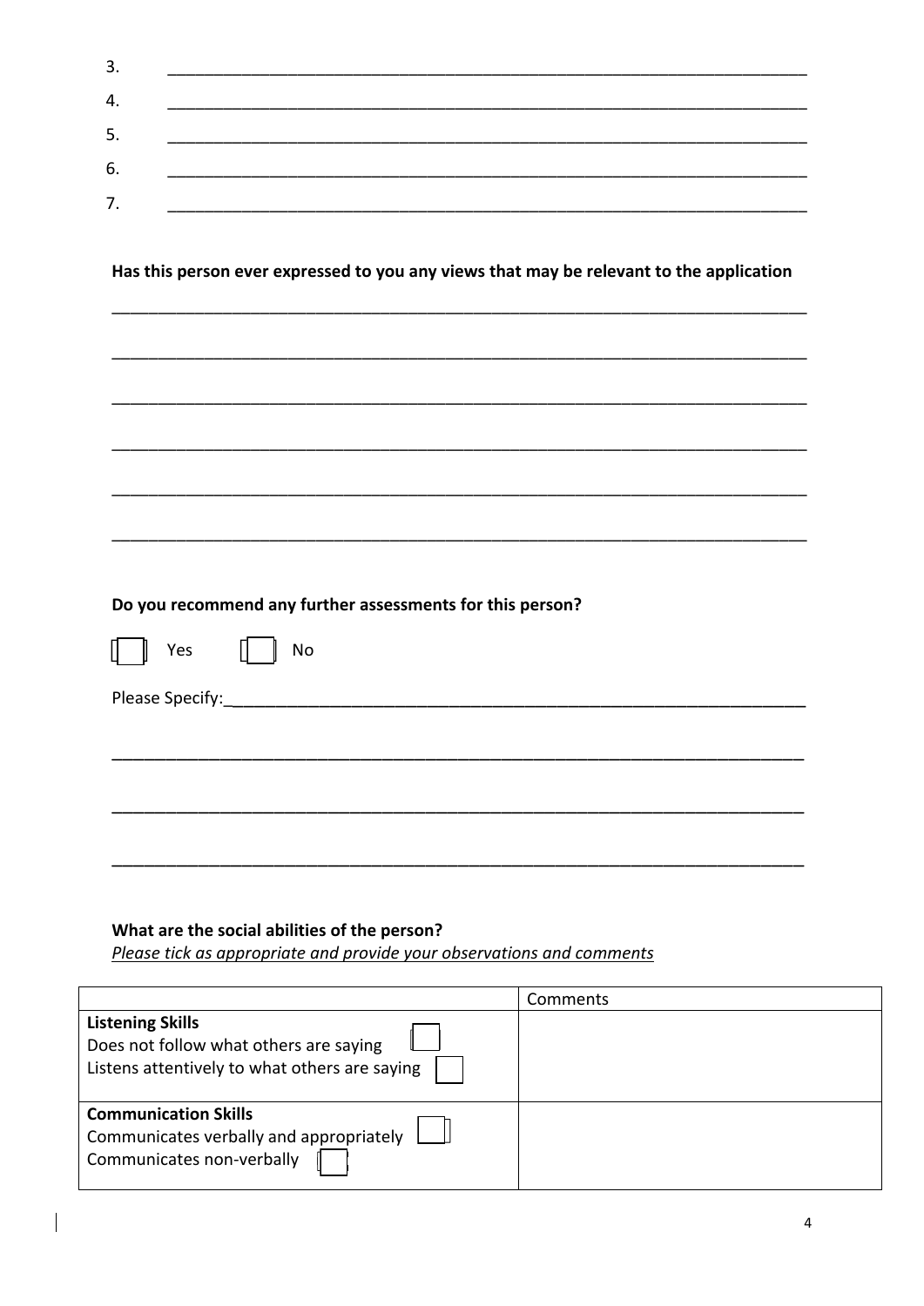3. ______________________________________________________________________

4. ______________________________________________________________________

5. ______________________________________________________________________

6. ______________________________________________________________________

7. ______________________________________________________________________

**Has this person ever expressed to you any views that may be relevant to the application**

______________________________________________________________________

______________________________________________________________________

______________________________________________________________________

______________________________________________________________________

______________________________________________________________________

______________________________________________________________________

**Do you recommend any further assessments for this person?**

☐ Yes ☐ No

Please Specify:_______________________________________________________

______________________________________________________________________

______________________________________________________________________

______________________________________________________________________

**What are the social abilities of the person?**

*Please tick as appropriate and provide your observations and comments*

| | Comments |
|---|---|
| **Listening Skills**<br>Does not follow what others are saying ☐<br>Listens attentively to what others are saying ☐ | |
| **Communication Skills**<br>Communicates verbally and appropriately ☐<br>Communicates non-verbally ☐ | |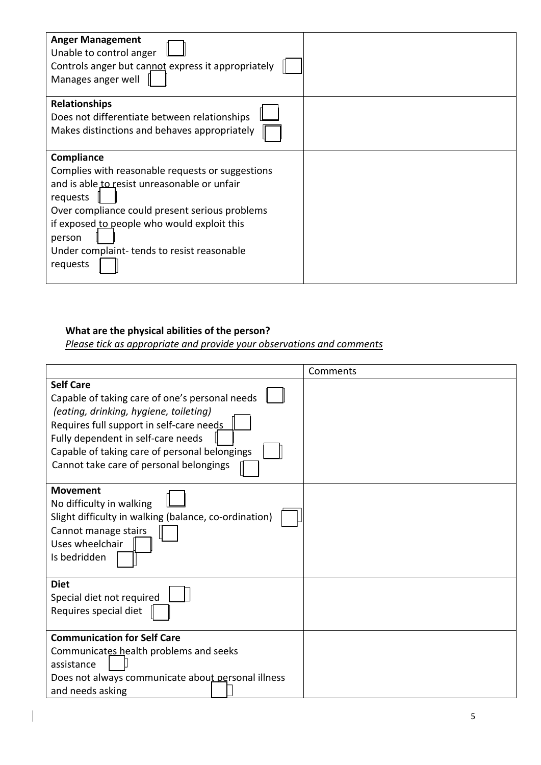| | |
|---|---|
| **Anger Management**<br>Unable to control anger ☐<br>Controls anger but cannot express it appropriately ☐<br>Manages anger well ☐ | |
| **Relationships**<br>Does not differentiate between relationships ☐<br>Makes distinctions and behaves appropriately ☐ | |
| **Compliance**<br>Complies with reasonable requests or suggestions and is able to resist unreasonable or unfair requests ☐<br>Over compliance could present serious problems if exposed to people who would exploit this person ☐<br>Under complaint- tends to resist reasonable requests ☐ | |

**What are the physical abilities of the person?**

*Please tick as appropriate and provide your observations and comments*

| | Comments |
|---|---|
| **Self Care**<br>Capable of taking care of one's personal needs ☐<br>*(eating, drinking, hygiene, toileting)*<br>Requires full support in self-care needs ☐<br>Fully dependent in self-care needs ☐<br>Capable of taking care of personal belongings ☐<br>Cannot take care of personal belongings ☐ | |
| **Movement**<br>No difficulty in walking ☐<br>Slight difficulty in walking (balance, co-ordination) ☐<br>Cannot manage stairs ☐<br>Uses wheelchair ☐<br>Is bedridden ☐ | |
| **Diet**<br>Special diet not required ☐<br>Requires special diet ☐ | |
| **Communication for Self Care**<br>Communicates health problems and seeks assistance ☐<br>Does not always communicate about personal illness and needs asking ☐ | |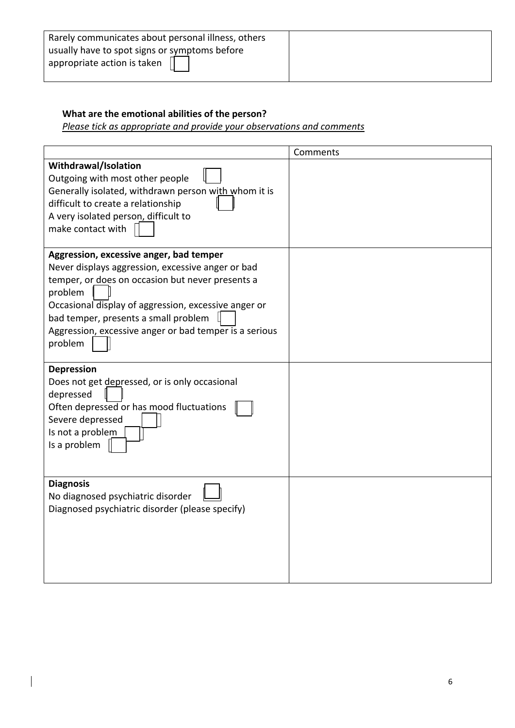| Rarely communicates about personal illness, others usually have to spot signs or symptoms before appropriate action is taken ☐ | |
|---|---|

**What are the emotional abilities of the person?**
*Please tick as appropriate and provide your observations and comments*

| | Comments |
|---|---|
| **Withdrawal/Isolation**<br>Outgoing with most other people ☐<br>Generally isolated, withdrawn person with whom it is difficult to create a relationship ☐<br>A very isolated person, difficult to make contact with ☐ | |
| **Aggression, excessive anger, bad temper**<br>Never displays aggression, excessive anger or bad temper, or does on occasion but never presents a problem ☐<br>Occasional display of aggression, excessive anger or bad temper, presents a small problem ☐<br>Aggression, excessive anger or bad temper is a serious problem ☐ | |
| **Depression**<br>Does not get depressed, or is only occasional depressed ☐<br>Often depressed or has mood fluctuations ☐<br>Severe depressed ☐<br>Is not a problem ☐<br>Is a problem ☐ | |
| **Diagnosis**<br>No diagnosed psychiatric disorder ☐<br>Diagnosed psychiatric disorder (please specify) | |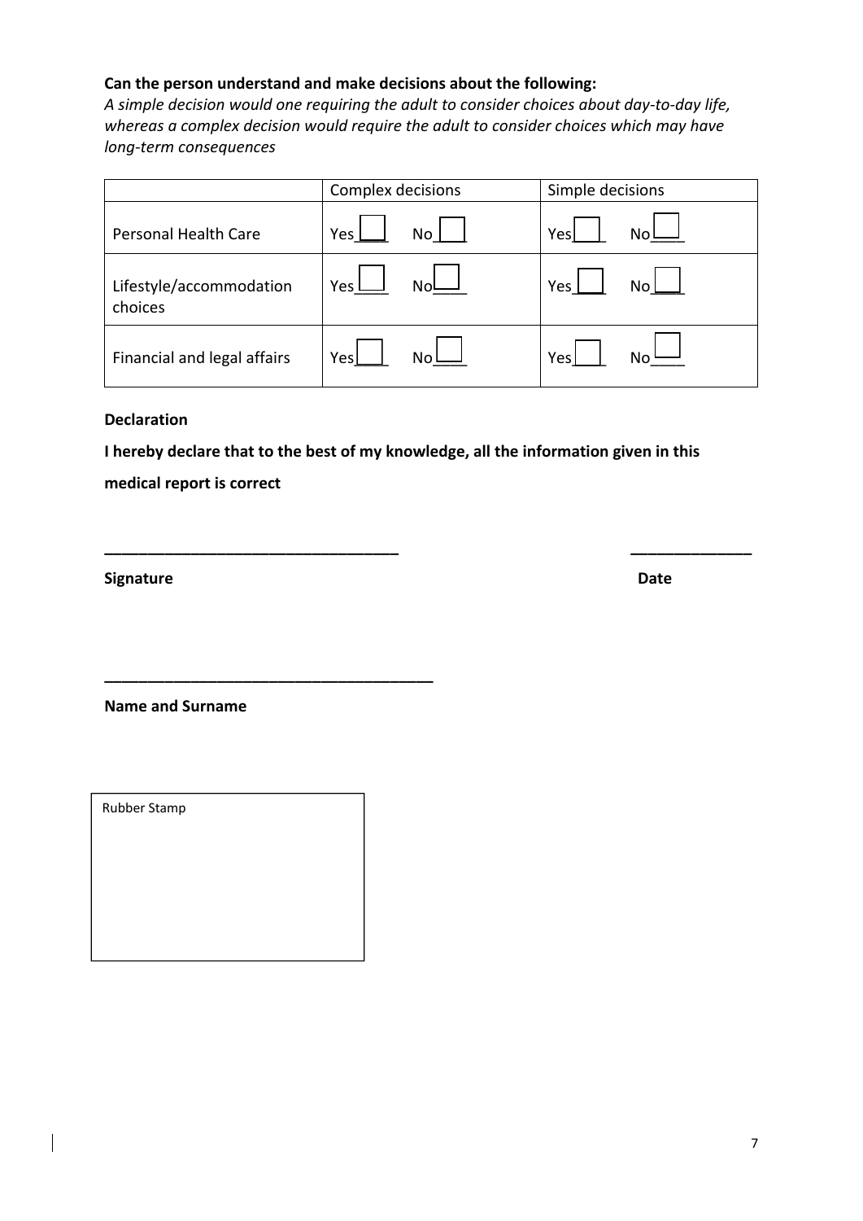**Can the person understand and make decisions about the following:**

*A simple decision would one requiring the adult to consider choices about day-to-day life, whereas a complex decision would require the adult to consider choices which may have long-term consequences*

| | Complex decisions | Simple decisions |
|---|---|---|
| Personal Health Care | Yes ☐ No ☐ | Yes ☐ No ☐ |
| Lifestyle/accommodation choices | Yes ☐ No ☐ | Yes ☐ No ☐ |
| Financial and legal affairs | Yes ☐ No ☐ | Yes ☐ No ☐ |

**Declaration**

**I hereby declare that to the best of my knowledge, all the information given in this medical report is correct**

**______________________________**  **______________**

**Signature** **Date**

**__________________________________**

**Name and Surname**

| Rubber Stamp |
|---|
| |